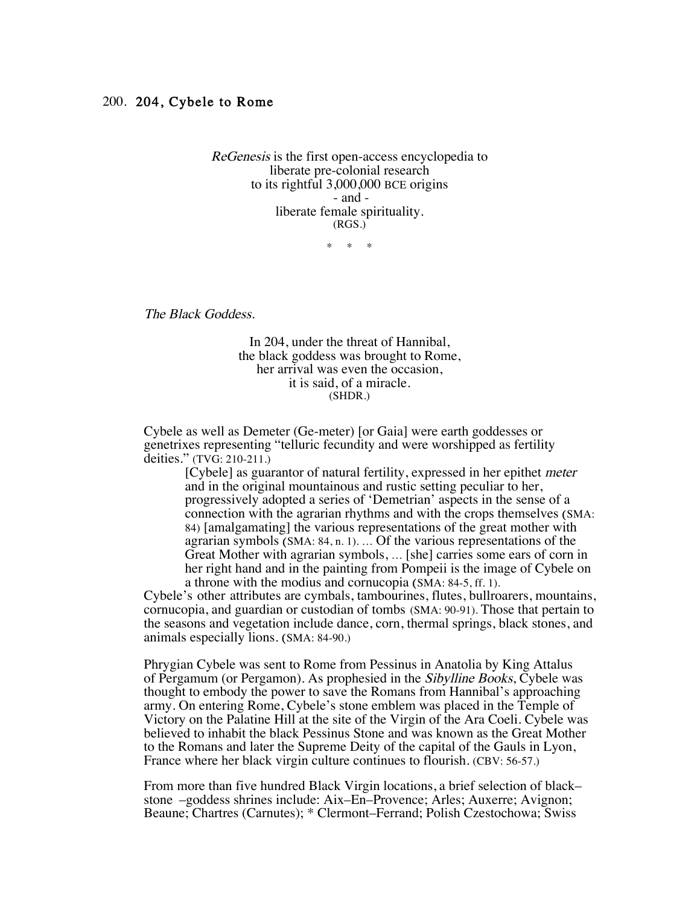## 200. 204, Cybele to Rome

*ReGenesis* is the first open-access encyclopedia to
liberate pre-colonial research
to its rightful 3,000,000 BCE origins
- and -
liberate female spirituality.
(RGS.)

\* \* \*

*The Black Goddess.*

> In 204, under the threat of Hannibal,
> the black goddess was brought to Rome,
> her arrival was even the occasion,
> it is said, of a miracle.
> (SHDR.)

Cybele as well as Demeter (Ge-meter) [or Gaia] were earth goddesses or genetrixes representing "telluric fecundity and were worshipped as fertility deities." (TVG: 210-211.)

> [Cybele] as guarantor of natural fertility, expressed in her epithet *meter* and in the original mountainous and rustic setting peculiar to her, progressively adopted a series of 'Demetrian' aspects in the sense of a connection with the agrarian rhythms and with the crops themselves (SMA: 84) [amalgamating] the various representations of the great mother with agrarian symbols (SMA: 84, n. 1). ... Of the various representations of the Great Mother with agrarian symbols, ... [she] carries some ears of corn in her right hand and in the painting from Pompeii is the image of Cybele on a throne with the modius and cornucopia (SMA: 84-5, ff. 1).

Cybele's other attributes are cymbals, tambourines, flutes, bullroarers, mountains, cornucopia, and guardian or custodian of tombs (SMA: 90-91). Those that pertain to the seasons and vegetation include dance, corn, thermal springs, black stones, and animals especially lions. (SMA: 84-90.)

Phrygian Cybele was sent to Rome from Pessinus in Anatolia by King Attalus of Pergamum (or Pergamon). As prophesied in the *Sibylline Books*, Cybele was thought to embody the power to save the Romans from Hannibal's approaching army. On entering Rome, Cybele's stone emblem was placed in the Temple of Victory on the Palatine Hill at the site of the Virgin of the Ara Coeli. Cybele was believed to inhabit the black Pessinus Stone and was known as the Great Mother to the Romans and later the Supreme Deity of the capital of the Gauls in Lyon, France where her black virgin culture continues to flourish. (CBV: 56-57.)

From more than five hundred Black Virgin locations, a brief selection of black–stone –goddess shrines include: Aix–En–Provence; Arles; Auxerre; Avignon; Beaune; Chartres (Carnutes); * Clermont–Ferrand; Polish Czestochowa; Swiss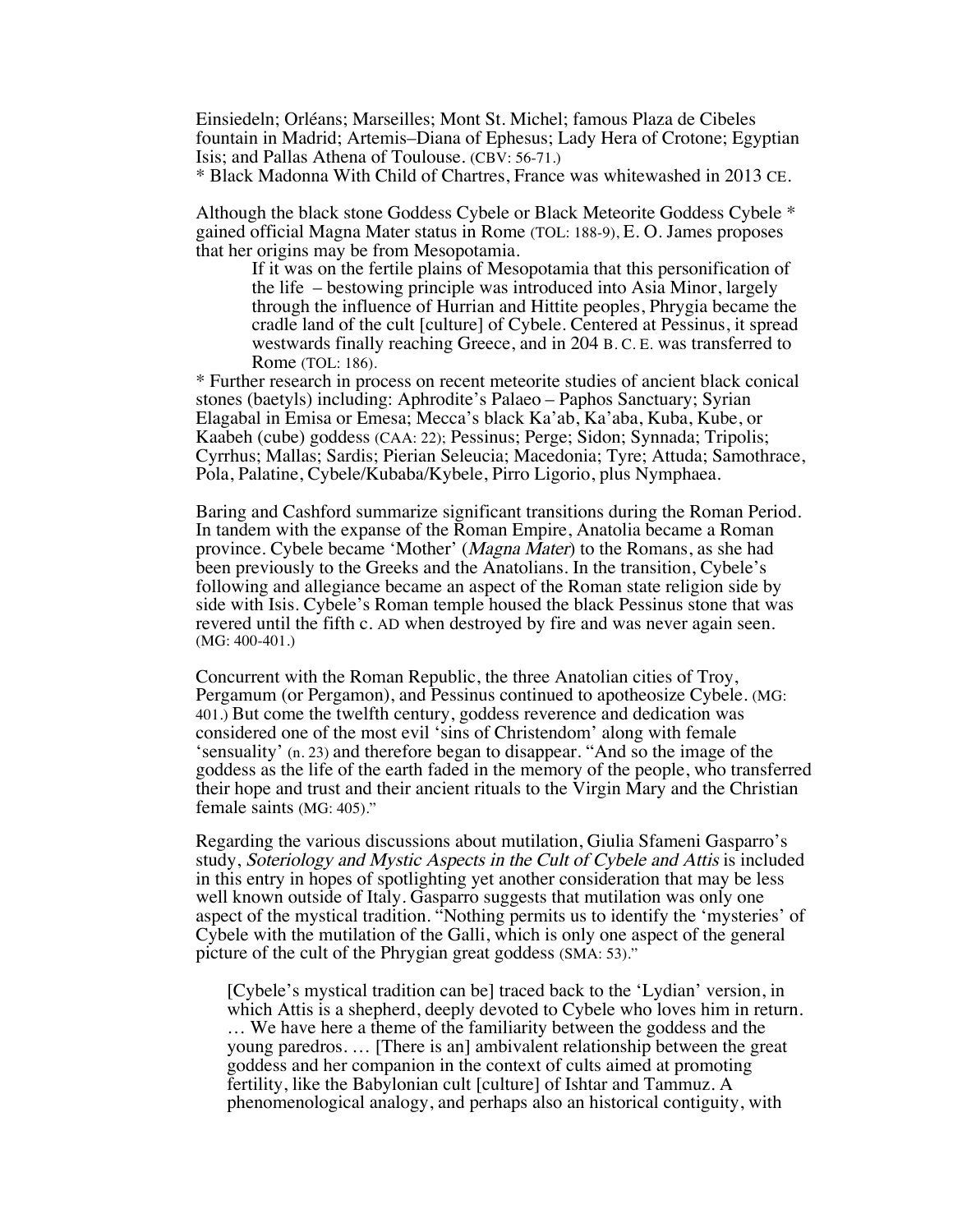Einsiedeln; Orléans; Marseilles; Mont St. Michel; famous Plaza de Cibeles fountain in Madrid; Artemis–Diana of Ephesus; Lady Hera of Crotone; Egyptian Isis; and Pallas Athena of Toulouse. (CBV: 56-71.)

* Black Madonna With Child of Chartres, France was whitewashed in 2013 CE.

Although the black stone Goddess Cybele or Black Meteorite Goddess Cybele * gained official Magna Mater status in Rome (TOL: 188-9), E. O. James proposes that her origins may be from Mesopotamia.

> If it was on the fertile plains of Mesopotamia that this personification of the life – bestowing principle was introduced into Asia Minor, largely through the influence of Hurrian and Hittite peoples, Phrygia became the cradle land of the cult [culture] of Cybele. Centered at Pessinus, it spread westwards finally reaching Greece, and in 204 B. C. E. was transferred to Rome (TOL: 186).

* Further research in process on recent meteorite studies of ancient black conical stones (baetyls) including: Aphrodite's Palaeo – Paphos Sanctuary; Syrian Elagabal in Emisa or Emesa; Mecca's black Ka'ab, Ka'aba, Kuba, Kube, or Kaabeh (cube) goddess (CAA: 22); Pessinus; Perge; Sidon; Synnada; Tripolis; Cyrrhus; Mallas; Sardis; Pierian Seleucia; Macedonia; Tyre; Attuda; Samothrace, Pola, Palatine, Cybele/Kubaba/Kybele, Pirro Ligorio, plus Nymphaea.

Baring and Cashford summarize significant transitions during the Roman Period. In tandem with the expanse of the Roman Empire, Anatolia became a Roman province. Cybele became 'Mother' (*Magna Mater*) to the Romans, as she had been previously to the Greeks and the Anatolians. In the transition, Cybele's following and allegiance became an aspect of the Roman state religion side by side with Isis. Cybele's Roman temple housed the black Pessinus stone that was revered until the fifth c. AD when destroyed by fire and was never again seen. (MG: 400-401.)

Concurrent with the Roman Republic, the three Anatolian cities of Troy, Pergamum (or Pergamon), and Pessinus continued to apotheosize Cybele. (MG: 401.) But come the twelfth century, goddess reverence and dedication was considered one of the most evil 'sins of Christendom' along with female 'sensuality' (n. 23) and therefore began to disappear. "And so the image of the goddess as the life of the earth faded in the memory of the people, who transferred their hope and trust and their ancient rituals to the Virgin Mary and the Christian female saints (MG: 405)."

Regarding the various discussions about mutilation, Giulia Sfameni Gasparro's study, *Soteriology and Mystic Aspects in the Cult of Cybele and Attis* is included in this entry in hopes of spotlighting yet another consideration that may be less well known outside of Italy. Gasparro suggests that mutilation was only one aspect of the mystical tradition. "Nothing permits us to identify the 'mysteries' of Cybele with the mutilation of the Galli, which is only one aspect of the general picture of the cult of the Phrygian great goddess (SMA: 53)."

> [Cybele's mystical tradition can be] traced back to the 'Lydian' version, in which Attis is a shepherd, deeply devoted to Cybele who loves him in return. … We have here a theme of the familiarity between the goddess and the young paredros. … [There is an] ambivalent relationship between the great goddess and her companion in the context of cults aimed at promoting fertility, like the Babylonian cult [culture] of Ishtar and Tammuz. A phenomenological analogy, and perhaps also an historical contiguity, with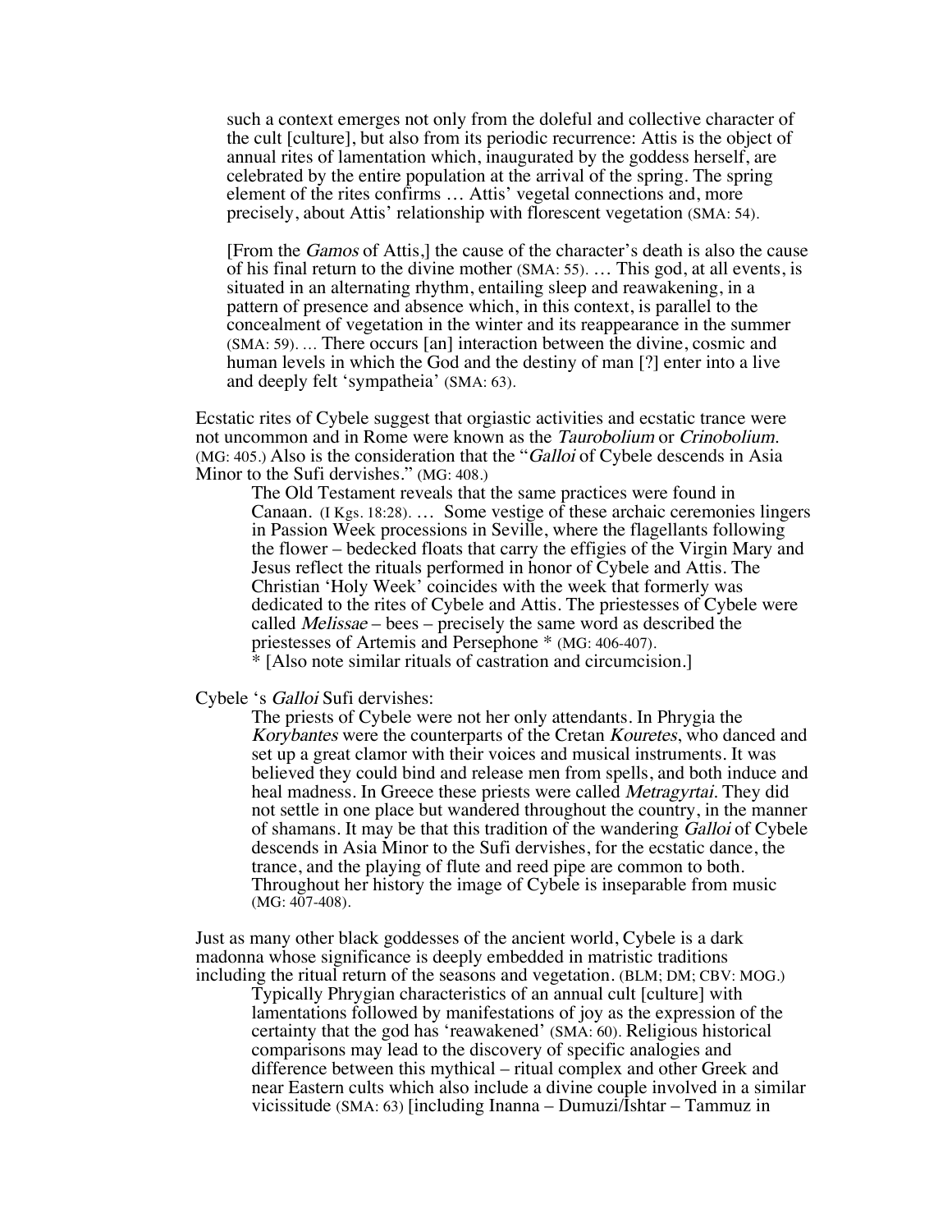> such a context emerges not only from the doleful and collective character of the cult [culture], but also from its periodic recurrence: Attis is the object of annual rites of lamentation which, inaugurated by the goddess herself, are celebrated by the entire population at the arrival of the spring. The spring element of the rites confirms … Attis' vegetal connections and, more precisely, about Attis' relationship with florescent vegetation (SMA: 54).
>
> [From the *Gamos* of Attis,] the cause of the character's death is also the cause of his final return to the divine mother (SMA: 55). … This god, at all events, is situated in an alternating rhythm, entailing sleep and reawakening, in a pattern of presence and absence which, in this context, is parallel to the concealment of vegetation in the winter and its reappearance in the summer (SMA: 59). … There occurs [an] interaction between the divine, cosmic and human levels in which the God and the destiny of man [?] enter into a live and deeply felt 'sympatheia' (SMA: 63).

Ecstatic rites of Cybele suggest that orgiastic activities and ecstatic trance were not uncommon and in Rome were known as the *Taurobolium* or *Crinobolium.* (MG: 405.) Also is the consideration that the "*Galloi* of Cybele descends in Asia Minor to the Sufi dervishes." (MG: 408.)

> The Old Testament reveals that the same practices were found in Canaan. (I Kgs. 18:28). … Some vestige of these archaic ceremonies lingers in Passion Week processions in Seville, where the flagellants following the flower – bedecked floats that carry the effigies of the Virgin Mary and Jesus reflect the rituals performed in honor of Cybele and Attis. The Christian 'Holy Week' coincides with the week that formerly was dedicated to the rites of Cybele and Attis. The priestesses of Cybele were called *Melissae* – bees – precisely the same word as described the priestesses of Artemis and Persephone * (MG: 406-407).
> * [Also note similar rituals of castration and circumcision.]

Cybele 's *Galloi* Sufi dervishes:

> The priests of Cybele were not her only attendants. In Phrygia the *Korybantes* were the counterparts of the Cretan *Kouretes*, who danced and set up a great clamor with their voices and musical instruments. It was believed they could bind and release men from spells, and both induce and heal madness. In Greece these priests were called *Metragyrtai.* They did not settle in one place but wandered throughout the country, in the manner of shamans. It may be that this tradition of the wandering *Galloi* of Cybele descends in Asia Minor to the Sufi dervishes, for the ecstatic dance, the trance, and the playing of flute and reed pipe are common to both. Throughout her history the image of Cybele is inseparable from music (MG: 407-408).

Just as many other black goddesses of the ancient world, Cybele is a dark madonna whose significance is deeply embedded in matristic traditions including the ritual return of the seasons and vegetation. (BLM; DM; CBV: MOG.)

> Typically Phrygian characteristics of an annual cult [culture] with lamentations followed by manifestations of joy as the expression of the certainty that the god has 'reawakened' (SMA: 60). Religious historical comparisons may lead to the discovery of specific analogies and difference between this mythical – ritual complex and other Greek and near Eastern cults which also include a divine couple involved in a similar vicissitude (SMA: 63) [including Inanna – Dumuzi/Ishtar – Tammuz in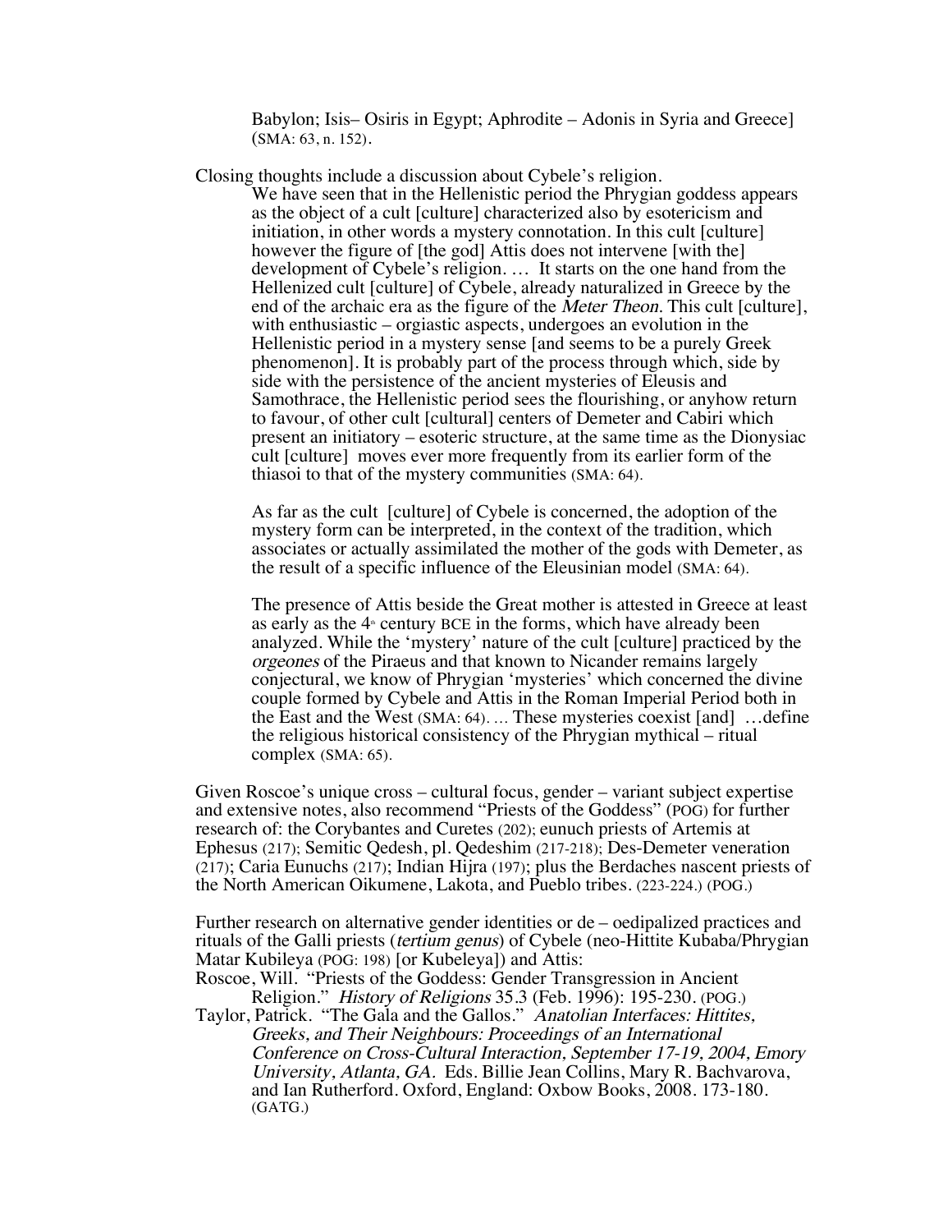Babylon; Isis– Osiris in Egypt; Aphrodite – Adonis in Syria and Greece] (SMA: 63, n. 152).

Closing thoughts include a discussion about Cybele's religion.

> We have seen that in the Hellenistic period the Phrygian goddess appears as the object of a cult [culture] characterized also by esotericism and initiation, in other words a mystery connotation. In this cult [culture] however the figure of [the god] Attis does not intervene [with the] development of Cybele's religion. … It starts on the one hand from the Hellenized cult [culture] of Cybele, already naturalized in Greece by the end of the archaic era as the figure of the *Meter Theon*. This cult [culture], with enthusiastic – orgiastic aspects, undergoes an evolution in the Hellenistic period in a mystery sense [and seems to be a purely Greek phenomenon]. It is probably part of the process through which, side by side with the persistence of the ancient mysteries of Eleusis and Samothrace, the Hellenistic period sees the flourishing, or anyhow return to favour, of other cult [cultural] centers of Demeter and Cabiri which present an initiatory – esoteric structure, at the same time as the Dionysiac cult [culture] moves ever more frequently from its earlier form of the thiasoi to that of the mystery communities (SMA: 64).
>
> As far as the cult [culture] of Cybele is concerned, the adoption of the mystery form can be interpreted, in the context of the tradition, which associates or actually assimilated the mother of the gods with Demeter, as the result of a specific influence of the Eleusinian model (SMA: 64).
>
> The presence of Attis beside the Great mother is attested in Greece at least as early as the 4th century BCE in the forms, which have already been analyzed. While the 'mystery' nature of the cult [culture] practiced by the *orgeones* of the Piraeus and that known to Nicander remains largely conjectural, we know of Phrygian 'mysteries' which concerned the divine couple formed by Cybele and Attis in the Roman Imperial Period both in the East and the West (SMA: 64). … These mysteries coexist [and] …define the religious historical consistency of the Phrygian mythical – ritual complex (SMA: 65).

Given Roscoe's unique cross – cultural focus, gender – variant subject expertise and extensive notes, also recommend "Priests of the Goddess" (POG) for further research of: the Corybantes and Curetes (202); eunuch priests of Artemis at Ephesus (217); Semitic Qedesh, pl. Qedeshim (217-218); Des-Demeter veneration (217); Caria Eunuchs (217); Indian Hijra (197); plus the Berdaches nascent priests of the North American Oikumene, Lakota, and Pueblo tribes. (223-224.) (POG.)

Further research on alternative gender identities or de – oedipalized practices and rituals of the Galli priests (*tertium genus*) of Cybele (neo-Hittite Kubaba/Phrygian Matar Kubileya (POG: 198) [or Kubeleya]) and Attis:

Roscoe, Will. "Priests of the Goddess: Gender Transgression in Ancient Religion." *History of Religions* 35.3 (Feb. 1996): 195-230. (POG.)

Taylor, Patrick. "The Gala and the Gallos." *Anatolian Interfaces: Hittites, Greeks, and Their Neighbours: Proceedings of an International Conference on Cross-Cultural Interaction, September 17-19, 2004, Emory University, Atlanta, GA.* Eds. Billie Jean Collins, Mary R. Bachvarova, and Ian Rutherford. Oxford, England: Oxbow Books, 2008. 173-180. (GATG.)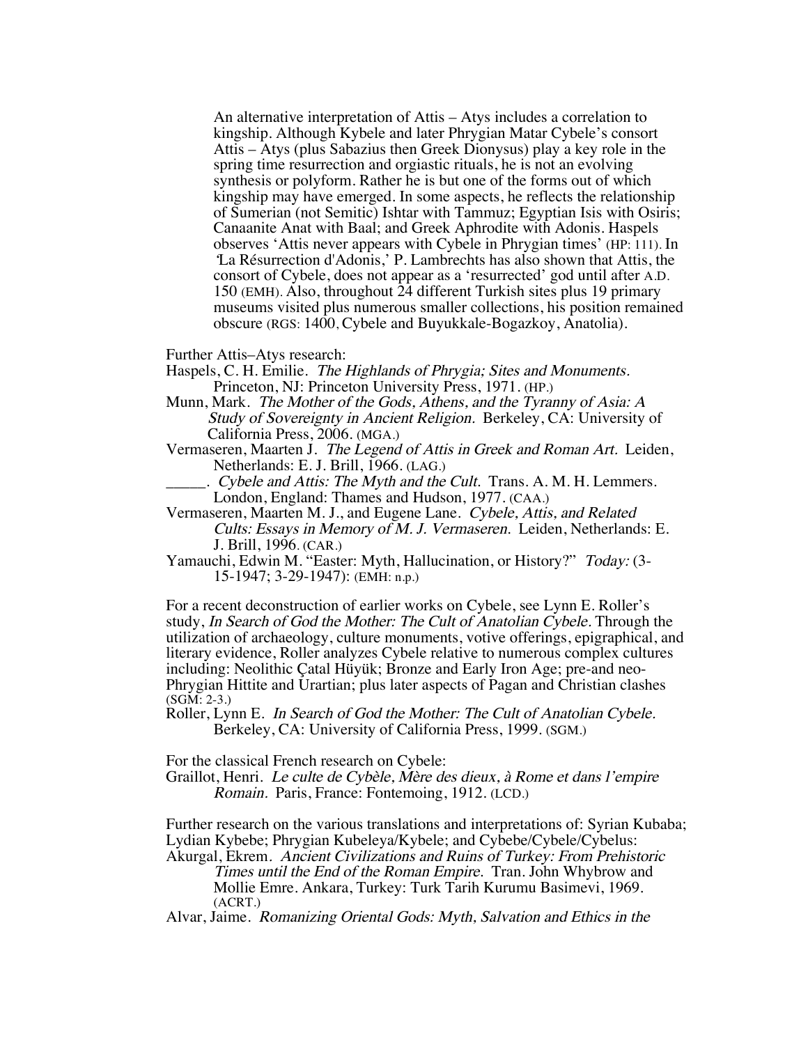An alternative interpretation of Attis – Atys includes a correlation to kingship. Although Kybele and later Phrygian Matar Cybele's consort Attis – Atys (plus Sabazius then Greek Dionysus) play a key role in the spring time resurrection and orgiastic rituals, he is not an evolving synthesis or polyform. Rather he is but one of the forms out of which kingship may have emerged. In some aspects, he reflects the relationship of Sumerian (not Semitic) Ishtar with Tammuz; Egyptian Isis with Osiris; Canaanite Anat with Baal; and Greek Aphrodite with Adonis. Haspels observes 'Attis never appears with Cybele in Phrygian times' (HP: 111). In 'La Résurrection d'Adonis,' P. Lambrechts has also shown that Attis, the consort of Cybele, does not appear as a 'resurrected' god until after A.D. 150 (EMH). Also, throughout 24 different Turkish sites plus 19 primary museums visited plus numerous smaller collections, his position remained obscure (RGS: 1400, Cybele and Buyukkale-Bogazkoy, Anatolia).

Further Attis–Atys research:

Haspels, C. H. Emilie. *The Highlands of Phrygia; Sites and Monuments.* Princeton, NJ: Princeton University Press, 1971. (HP.)

Munn, Mark. *The Mother of the Gods, Athens, and the Tyranny of Asia: A Study of Sovereignty in Ancient Religion.* Berkeley, CA: University of California Press, 2006. (MGA.)

Vermaseren, Maarten J. *The Legend of Attis in Greek and Roman Art.* Leiden, Netherlands: E. J. Brill, 1966. (LAG.)

_____. *Cybele and Attis: The Myth and the Cult.* Trans. A. M. H. Lemmers. London, England: Thames and Hudson, 1977. (CAA.)

Vermaseren, Maarten M. J., and Eugene Lane. *Cybele, Attis, and Related Cults: Essays in Memory of M. J. Vermaseren.* Leiden, Netherlands: E. J. Brill, 1996. (CAR.)

Yamauchi, Edwin M. "Easter: Myth, Hallucination, or History?" *Today:* (3-15-1947; 3-29-1947): (EMH: n.p.)

For a recent deconstruction of earlier works on Cybele, see Lynn E. Roller's study, *In Search of God the Mother: The Cult of Anatolian Cybele.* Through the utilization of archaeology, culture monuments, votive offerings, epigraphical, and literary evidence, Roller analyzes Cybele relative to numerous complex cultures including: Neolithic Çatal Hüyük; Bronze and Early Iron Age; pre-and neo-Phrygian Hittite and Urartian; plus later aspects of Pagan and Christian clashes (SGM: 2-3.)

Roller, Lynn E. *In Search of God the Mother: The Cult of Anatolian Cybele.* Berkeley, CA: University of California Press, 1999. (SGM.)

For the classical French research on Cybele:

Graillot, Henri. *Le culte de Cybèle, Mère des dieux, à Rome et dans l'empire Romain.* Paris, France: Fontemoing, 1912. (LCD.)

Further research on the various translations and interpretations of: Syrian Kubaba; Lydian Kybebe; Phrygian Kubeleya/Kybele; and Cybebe/Cybele/Cybelus:

Akurgal, Ekrem. *Ancient Civilizations and Ruins of Turkey: From Prehistoric Times until the End of the Roman Empire.* Tran. John Whybrow and Mollie Emre. Ankara, Turkey: Turk Tarih Kurumu Basimevi, 1969. (ACRT.)

Alvar, Jaime. *Romanizing Oriental Gods: Myth, Salvation and Ethics in the*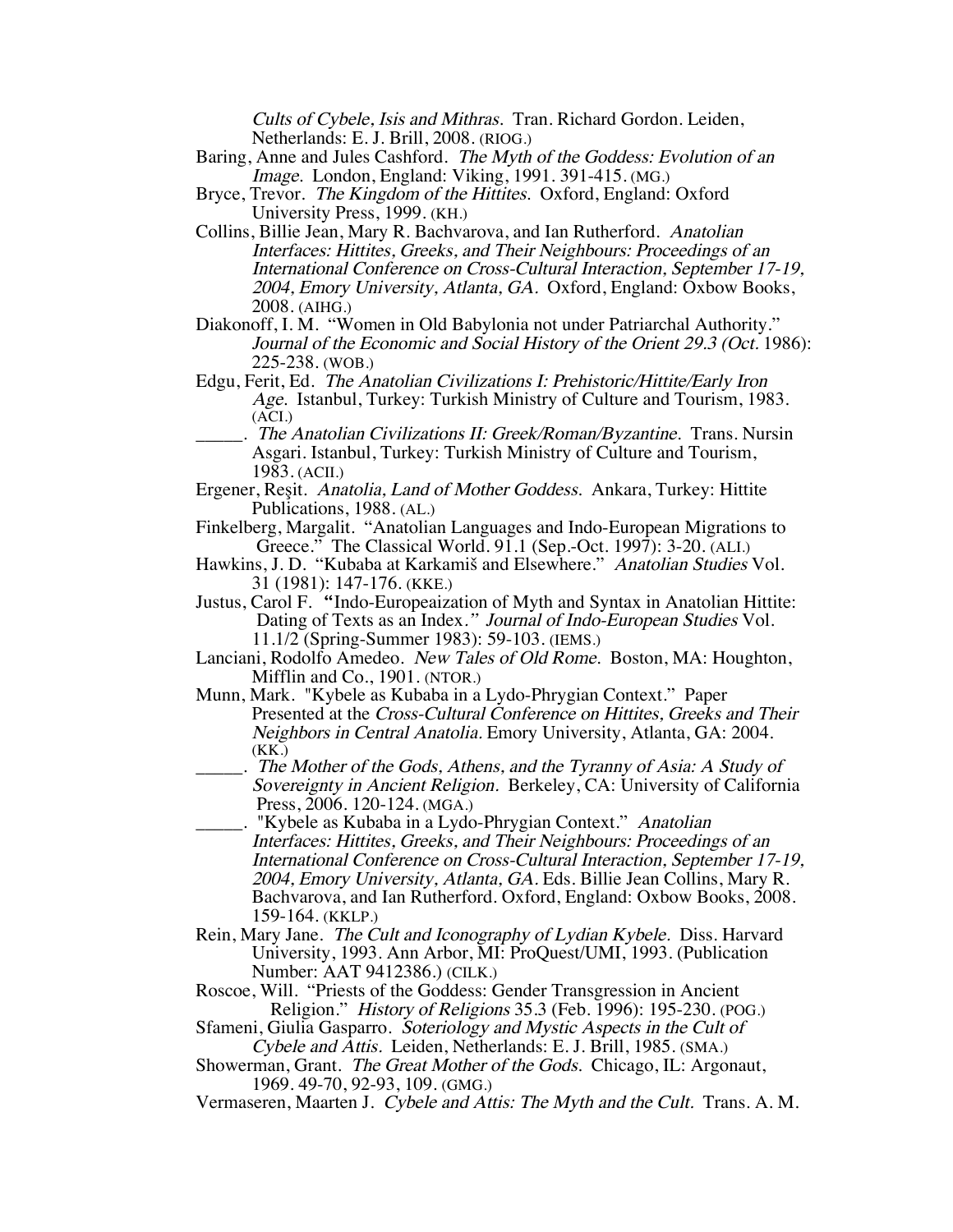*Cults of Cybele, Isis and Mithras.* Tran. Richard Gordon. Leiden, Netherlands: E. J. Brill, 2008. (RIOG.)

Baring, Anne and Jules Cashford. *The Myth of the Goddess: Evolution of an Image.* London, England: Viking, 1991. 391-415. (MG.)

Bryce, Trevor. *The Kingdom of the Hittites.* Oxford, England: Oxford University Press, 1999. (KH.)

Collins, Billie Jean, Mary R. Bachvarova, and Ian Rutherford. *Anatolian Interfaces: Hittites, Greeks, and Their Neighbours: Proceedings of an International Conference on Cross-Cultural Interaction, September 17-19, 2004, Emory University, Atlanta, GA.* Oxford, England: Oxbow Books, 2008. (AIHG.)

Diakonoff, I. M. "Women in Old Babylonia not under Patriarchal Authority." *Journal of the Economic and Social History of the Orient 29.3 (Oct.* 1986): 225-238. (WOB.)

Edgu, Ferit, Ed. *The Anatolian Civilizations I: Prehistoric/Hittite/Early Iron Age.* Istanbul, Turkey: Turkish Ministry of Culture and Tourism, 1983. (ACI.)

_____. *The Anatolian Civilizations II: Greek/Roman/Byzantine.* Trans. Nursin Asgari. Istanbul, Turkey: Turkish Ministry of Culture and Tourism, 1983. (ACII.)

Ergener, Reşit. *Anatolia, Land of Mother Goddess.* Ankara, Turkey: Hittite Publications, 1988. (AL.)

Finkelberg, Margalit. "Anatolian Languages and Indo-European Migrations to Greece." The Classical World. 91.1 (Sep.-Oct. 1997): 3-20. (ALI.)

Hawkins, J. D. "Kubaba at Karkamiš and Elsewhere." *Anatolian Studies* Vol. 31 (1981): 147-176. (KKE.)

Justus, Carol F. "Indo-Europeaization of Myth and Syntax in Anatolian Hittite: Dating of Texts as an Index." *Journal of Indo-European Studies* Vol. 11.1/2 (Spring-Summer 1983): 59-103. (IEMS.)

Lanciani, Rodolfo Amedeo. *New Tales of Old Rome.* Boston, MA: Houghton, Mifflin and Co., 1901. (NTOR.)

Munn, Mark. "Kybele as Kubaba in a Lydo-Phrygian Context." Paper Presented at the *Cross-Cultural Conference on Hittites, Greeks and Their Neighbors in Central Anatolia.* Emory University, Atlanta, GA: 2004. (KK.)

_____. *The Mother of the Gods, Athens, and the Tyranny of Asia: A Study of Sovereignty in Ancient Religion.* Berkeley, CA: University of California Press, 2006. 120-124. (MGA.)

_____. "Kybele as Kubaba in a Lydo-Phrygian Context." *Anatolian Interfaces: Hittites, Greeks, and Their Neighbours: Proceedings of an International Conference on Cross-Cultural Interaction, September 17-19, 2004, Emory University, Atlanta, GA.* Eds. Billie Jean Collins, Mary R. Bachvarova, and Ian Rutherford. Oxford, England: Oxbow Books, 2008. 159-164. (KKLP.)

Rein, Mary Jane. *The Cult and Iconography of Lydian Kybele.* Diss. Harvard University, 1993. Ann Arbor, MI: ProQuest/UMI, 1993. (Publication Number: AAT 9412386.) (CILK.)

Roscoe, Will. "Priests of the Goddess: Gender Transgression in Ancient Religion." *History of Religions* 35.3 (Feb. 1996): 195-230. (POG.)

Sfameni, Giulia Gasparro. *Soteriology and Mystic Aspects in the Cult of Cybele and Attis.* Leiden, Netherlands: E. J. Brill, 1985. (SMA.)

Showerman, Grant. *The Great Mother of the Gods.* Chicago, IL: Argonaut, 1969. 49-70, 92-93, 109. (GMG.)

Vermaseren, Maarten J. *Cybele and Attis: The Myth and the Cult.* Trans. A. M.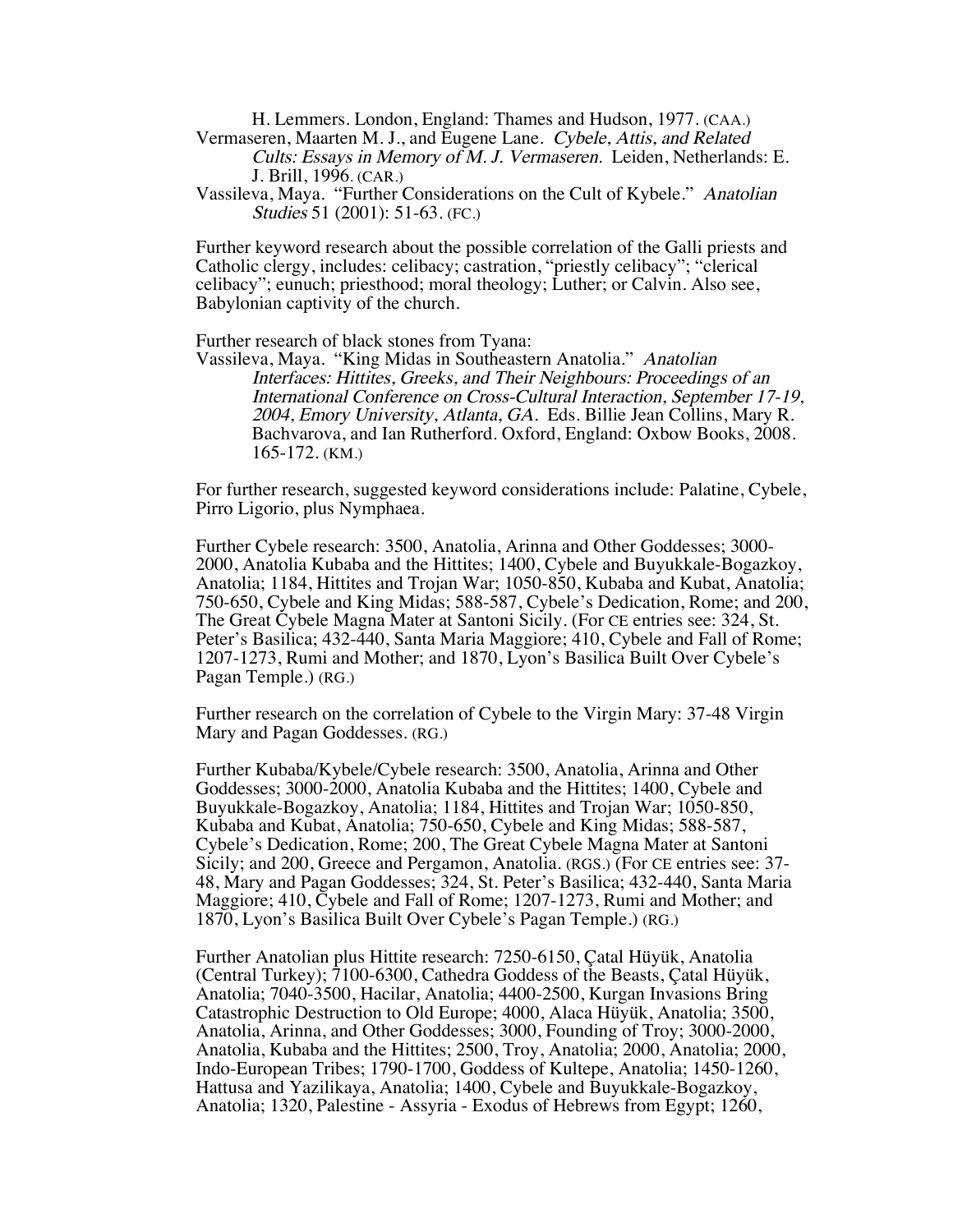H. Lemmers. London, England: Thames and Hudson, 1977. (CAA.)

Vermaseren, Maarten M. J., and Eugene Lane. *Cybele, Attis, and Related Cults: Essays in Memory of M. J. Vermaseren.* Leiden, Netherlands: E. J. Brill, 1996. (CAR.)

Vassileva, Maya. "Further Considerations on the Cult of Kybele." *Anatolian Studies* 51 (2001): 51-63. (FC.)

Further keyword research about the possible correlation of the Galli priests and Catholic clergy, includes: celibacy; castration, "priestly celibacy"; "clerical celibacy"; eunuch; priesthood; moral theology; Luther; or Calvin. Also see, Babylonian captivity of the church.

Further research of black stones from Tyana:

Vassileva, Maya. "King Midas in Southeastern Anatolia." *Anatolian Interfaces: Hittites, Greeks, and Their Neighbours: Proceedings of an International Conference on Cross-Cultural Interaction, September 17-19, 2004, Emory University, Atlanta, GA.* Eds. Billie Jean Collins, Mary R. Bachvarova, and Ian Rutherford. Oxford, England: Oxbow Books, 2008. 165-172. (KM.)

For further research, suggested keyword considerations include: Palatine, Cybele, Pirro Ligorio, plus Nymphaea.

Further Cybele research: 3500, Anatolia, Arinna and Other Goddesses; 3000-2000, Anatolia Kubaba and the Hittites; 1400, Cybele and Buyukkale-Bogazkoy, Anatolia; 1184, Hittites and Trojan War; 1050-850, Kubaba and Kubat, Anatolia; 750-650, Cybele and King Midas; 588-587, Cybele's Dedication, Rome; and 200, The Great Cybele Magna Mater at Santoni Sicily. (For CE entries see: 324, St. Peter's Basilica; 432-440, Santa Maria Maggiore; 410, Cybele and Fall of Rome; 1207-1273, Rumi and Mother; and 1870, Lyon's Basilica Built Over Cybele's Pagan Temple.) (RG.)

Further research on the correlation of Cybele to the Virgin Mary: 37-48 Virgin Mary and Pagan Goddesses. (RG.)

Further Kubaba/Kybele/Cybele research: 3500, Anatolia, Arinna and Other Goddesses; 3000-2000, Anatolia Kubaba and the Hittites; 1400, Cybele and Buyukkale-Bogazkoy, Anatolia; 1184, Hittites and Trojan War; 1050-850, Kubaba and Kubat, Anatolia; 750-650, Cybele and King Midas; 588-587, Cybele's Dedication, Rome; 200, The Great Cybele Magna Mater at Santoni Sicily; and 200, Greece and Pergamon, Anatolia. (RGS.) (For CE entries see: 37-48, Mary and Pagan Goddesses; 324, St. Peter's Basilica; 432-440, Santa Maria Maggiore; 410, Cybele and Fall of Rome; 1207-1273, Rumi and Mother; and 1870, Lyon's Basilica Built Over Cybele's Pagan Temple.) (RG.)

Further Anatolian plus Hittite research: 7250-6150, Çatal Hüyük, Anatolia (Central Turkey); 7100-6300, Cathedra Goddess of the Beasts, Çatal Hüyük, Anatolia; 7040-3500, Hacilar, Anatolia; 4400-2500, Kurgan Invasions Bring Catastrophic Destruction to Old Europe; 4000, Alaca Hüyük, Anatolia; 3500, Anatolia, Arinna, and Other Goddesses; 3000, Founding of Troy; 3000-2000, Anatolia, Kubaba and the Hittites; 2500, Troy, Anatolia; 2000, Anatolia; 2000, Indo-European Tribes; 1790-1700, Goddess of Kultepe, Anatolia; 1450-1260, Hattusa and Yazilikaya, Anatolia; 1400, Cybele and Buyukkale-Bogazkoy, Anatolia; 1320, Palestine - Assyria - Exodus of Hebrews from Egypt; 1260,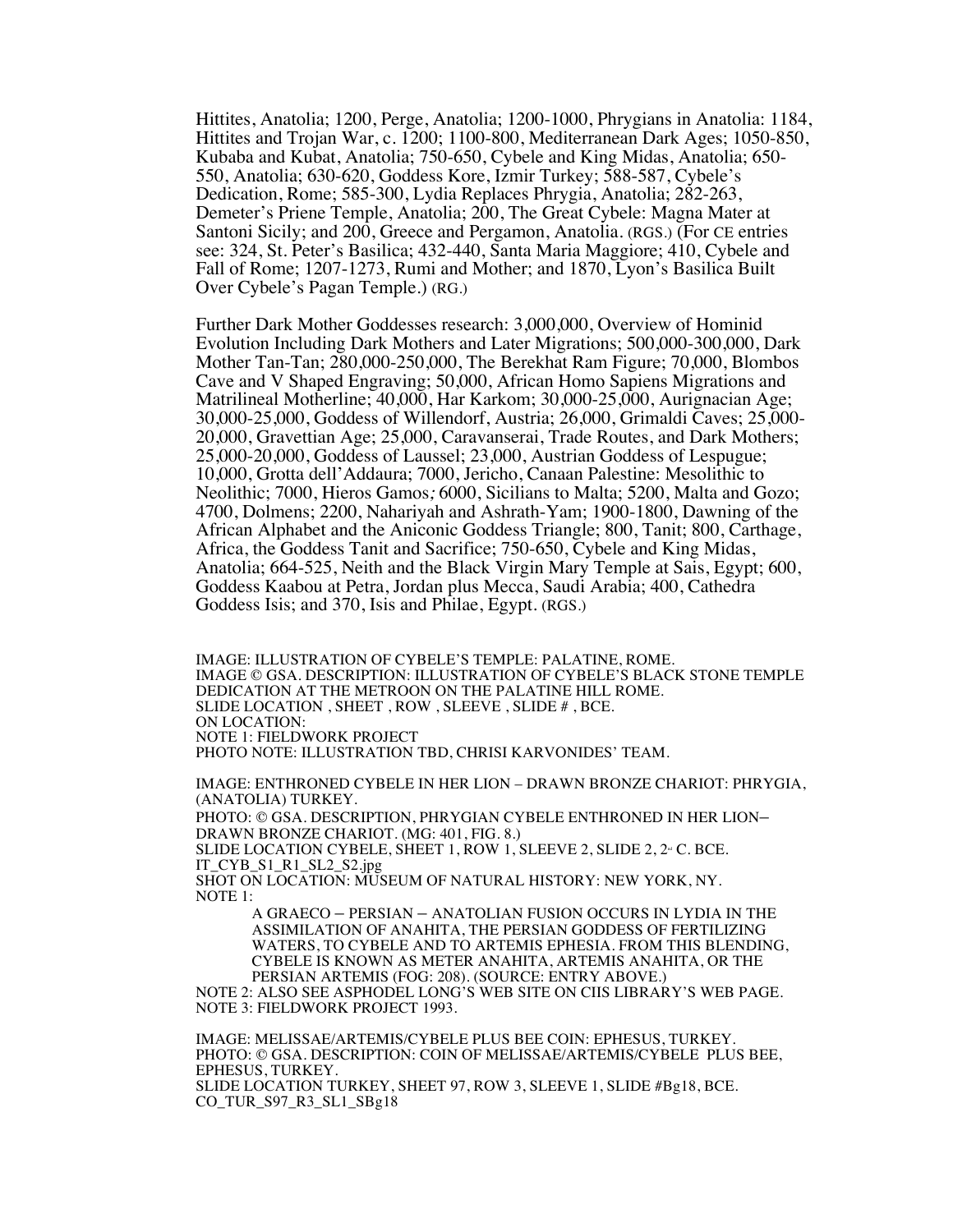Hittites, Anatolia; 1200, Perge, Anatolia; 1200-1000, Phrygians in Anatolia: 1184, Hittites and Trojan War, c. 1200; 1100-800, Mediterranean Dark Ages; 1050-850, Kubaba and Kubat, Anatolia; 750-650, Cybele and King Midas, Anatolia; 650-550, Anatolia; 630-620, Goddess Kore, Izmir Turkey; 588-587, Cybele's Dedication, Rome; 585-300, Lydia Replaces Phrygia, Anatolia; 282-263, Demeter's Priene Temple, Anatolia; 200, The Great Cybele: Magna Mater at Santoni Sicily; and 200, Greece and Pergamon, Anatolia. (RGS.) (For CE entries see: 324, St. Peter's Basilica; 432-440, Santa Maria Maggiore; 410, Cybele and Fall of Rome; 1207-1273, Rumi and Mother; and 1870, Lyon's Basilica Built Over Cybele's Pagan Temple.) (RG.)

Further Dark Mother Goddesses research: 3,000,000, Overview of Hominid Evolution Including Dark Mothers and Later Migrations; 500,000-300,000, Dark Mother Tan-Tan; 280,000-250,000, The Berekhat Ram Figure; 70,000, Blombos Cave and V Shaped Engraving; 50,000, African Homo Sapiens Migrations and Matrilineal Motherline; 40,000, Har Karkom; 30,000-25,000, Aurignacian Age; 30,000-25,000, Goddess of Willendorf, Austria; 26,000, Grimaldi Caves; 25,000-20,000, Gravettian Age; 25,000, Caravanserai, Trade Routes, and Dark Mothers; 25,000-20,000, Goddess of Laussel; 23,000, Austrian Goddess of Lespugue; 10,000, Grotta dell'Addaura; 7000, Jericho, Canaan Palestine: Mesolithic to Neolithic; 7000, Hieros Gamos*;* 6000, Sicilians to Malta; 5200, Malta and Gozo; 4700, Dolmens; 2200, Nahariyah and Ashrath-Yam; 1900-1800, Dawning of the African Alphabet and the Aniconic Goddess Triangle; 800, Tanit; 800, Carthage, Africa, the Goddess Tanit and Sacrifice; 750-650, Cybele and King Midas, Anatolia; 664-525, Neith and the Black Virgin Mary Temple at Sais, Egypt; 600, Goddess Kaabou at Petra, Jordan plus Mecca, Saudi Arabia; 400, Cathedra Goddess Isis; and 370, Isis and Philae, Egypt. (RGS.)

IMAGE: ILLUSTRATION OF CYBELE'S TEMPLE: PALATINE, ROME.
IMAGE © GSA. DESCRIPTION: ILLUSTRATION OF CYBELE'S BLACK STONE TEMPLE DEDICATION AT THE METROON ON THE PALATINE HILL ROME.
SLIDE LOCATION , SHEET , ROW , SLEEVE , SLIDE # , BCE.
ON LOCATION:
NOTE 1: FIELDWORK PROJECT
PHOTO NOTE: ILLUSTRATION TBD, CHRISI KARVONIDES' TEAM.

IMAGE: ENTHRONED CYBELE IN HER LION – DRAWN BRONZE CHARIOT: PHRYGIA, (ANATOLIA) TURKEY.
PHOTO: © GSA. DESCRIPTION, PHRYGIAN CYBELE ENTHRONED IN HER LION–DRAWN BRONZE CHARIOT. (MG: 401, FIG. 8.)
SLIDE LOCATION CYBELE, SHEET 1, ROW 1, SLEEVE 2, SLIDE 2, 2nd C. BCE.
IT_CYB_S1_R1_SL2_S2.jpg
SHOT ON LOCATION: MUSEUM OF NATURAL HISTORY: NEW YORK, NY.
NOTE 1:

> A GRAECO – PERSIAN – ANATOLIAN FUSION OCCURS IN LYDIA IN THE ASSIMILATION OF ANAHITA, THE PERSIAN GODDESS OF FERTILIZING WATERS, TO CYBELE AND TO ARTEMIS EPHESIA. FROM THIS BLENDING, CYBELE IS KNOWN AS METER ANAHITA, ARTEMIS ANAHITA, OR THE PERSIAN ARTEMIS (FOG: 208). (SOURCE: ENTRY ABOVE.)

NOTE 2: ALSO SEE ASPHODEL LONG'S WEB SITE ON CIIS LIBRARY'S WEB PAGE.
NOTE 3: FIELDWORK PROJECT 1993.

IMAGE: MELISSAE/ARTEMIS/CYBELE PLUS BEE COIN: EPHESUS, TURKEY.
PHOTO: © GSA. DESCRIPTION: COIN OF MELISSAE/ARTEMIS/CYBELE PLUS BEE, EPHESUS, TURKEY.
SLIDE LOCATION TURKEY, SHEET 97, ROW 3, SLEEVE 1, SLIDE #Bg18, BCE.
CO_TUR_S97_R3_SL1_SBg18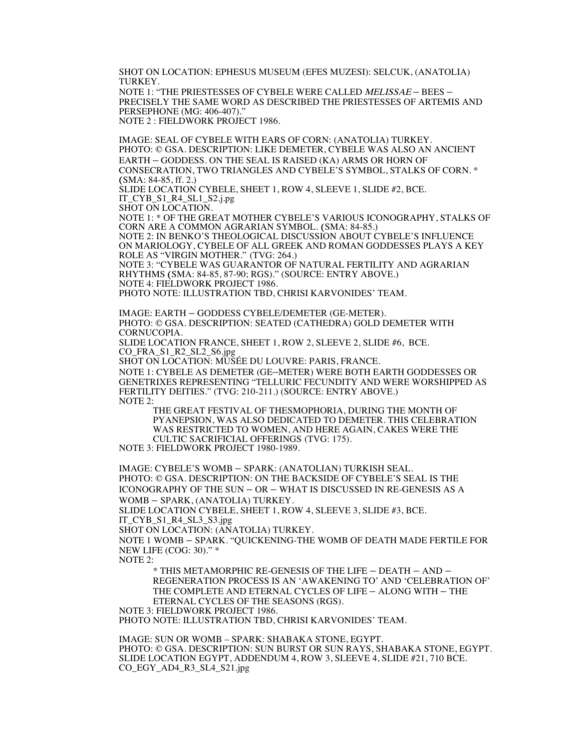SHOT ON LOCATION: EPHESUS MUSEUM (EFES MUZESI): SELCUK, (ANATOLIA) TURKEY.
NOTE 1: "THE PRIESTESSES OF CYBELE WERE CALLED *MELISSAE* – BEES – PRECISELY THE SAME WORD AS DESCRIBED THE PRIESTESSES OF ARTEMIS AND PERSEPHONE (MG: 406-407)."
NOTE 2 : FIELDWORK PROJECT 1986.

IMAGE: SEAL OF CYBELE WITH EARS OF CORN: (ANATOLIA) TURKEY.
PHOTO: © GSA. DESCRIPTION: LIKE DEMETER, CYBELE WAS ALSO AN ANCIENT EARTH – GODDESS. ON THE SEAL IS RAISED (KA) ARMS OR HORN OF CONSECRATION, TWO TRIANGLES AND CYBELE'S SYMBOL, STALKS OF CORN. * (SMA: 84-85, ff. 2.)
SLIDE LOCATION CYBELE, SHEET 1, ROW 4, SLEEVE 1, SLIDE #2, BCE.
IT_CYB_S1_R4_SL1_S2.j.pg
SHOT ON LOCATION.
NOTE 1: * OF THE GREAT MOTHER CYBELE'S VARIOUS ICONOGRAPHY, STALKS OF CORN ARE A COMMON AGRARIAN SYMBOL. (SMA: 84-85.)
NOTE 2: IN BENKO'S THEOLOGICAL DISCUSSION ABOUT CYBELE'S INFLUENCE ON MARIOLOGY, CYBELE OF ALL GREEK AND ROMAN GODDESSES PLAYS A KEY ROLE AS "VIRGIN MOTHER." (TVG: 264.)
NOTE 3: "CYBELE WAS GUARANTOR OF NATURAL FERTILITY AND AGRARIAN RHYTHMS (SMA: 84-85, 87-90; RGS)." (SOURCE: ENTRY ABOVE.)
NOTE 4: FIELDWORK PROJECT 1986.
PHOTO NOTE: ILLUSTRATION TBD, CHRISI KARVONIDES' TEAM.

IMAGE: EARTH – GODDESS CYBELE/DEMETER (GE-METER).
PHOTO: © GSA. DESCRIPTION: SEATED (CATHEDRA) GOLD DEMETER WITH CORNUCOPIA.
SLIDE LOCATION FRANCE, SHEET 1, ROW 2, SLEEVE 2, SLIDE #6, BCE.
CO_FRA_S1_R2_SL2_S6.jpg
SHOT ON LOCATION: MUSÉE DU LOUVRE: PARIS, FRANCE.
NOTE 1: CYBELE AS DEMETER (GE–METER) WERE BOTH EARTH GODDESSES OR GENETRIXES REPRESENTING "TELLURIC FECUNDITY AND WERE WORSHIPPED AS FERTILITY DEITIES." (TVG: 210-211.) (SOURCE: ENTRY ABOVE.)
NOTE 2:

> THE GREAT FESTIVAL OF THESMOPHORIA, DURING THE MONTH OF PYANEPSION, WAS ALSO DEDICATED TO DEMETER. THIS CELEBRATION WAS RESTRICTED TO WOMEN, AND HERE AGAIN, CAKES WERE THE CULTIC SACRIFICIAL OFFERINGS (TVG: 175).

NOTE 3: FIELDWORK PROJECT 1980-1989.

IMAGE: CYBELE'S WOMB – SPARK: (ANATOLIAN) TURKISH SEAL.
PHOTO: © GSA. DESCRIPTION: ON THE BACKSIDE OF CYBELE'S SEAL IS THE ICONOGRAPHY OF THE SUN – OR – WHAT IS DISCUSSED IN RE-GENESIS AS A WOMB – SPARK, (ANATOLIA) TURKEY.
SLIDE LOCATION CYBELE, SHEET 1, ROW 4, SLEEVE 3, SLIDE #3, BCE.
IT_CYB_S1_R4_SL3_S3.jpg
SHOT ON LOCATION: (ANATOLIA) TURKEY.
NOTE 1 WOMB – SPARK. "QUICKENING-THE WOMB OF DEATH MADE FERTILE FOR NEW LIFE (COG: 30)." *
NOTE 2:

> * THIS METAMORPHIC RE-GENESIS OF THE LIFE – DEATH – AND – REGENERATION PROCESS IS AN 'AWAKENING TO' AND 'CELEBRATION OF' THE COMPLETE AND ETERNAL CYCLES OF LIFE – ALONG WITH – THE ETERNAL CYCLES OF THE SEASONS (RGS).

NOTE 3: FIELDWORK PROJECT 1986.
PHOTO NOTE: ILLUSTRATION TBD, CHRISI KARVONIDES' TEAM.

IMAGE: SUN OR WOMB – SPARK: SHABAKA STONE, EGYPT.
PHOTO: © GSA. DESCRIPTION: SUN BURST OR SUN RAYS, SHABAKA STONE, EGYPT.
SLIDE LOCATION EGYPT, ADDENDUM 4, ROW 3, SLEEVE 4, SLIDE #21, 710 BCE.
CO_EGY_AD4_R3_SL4_S21.jpg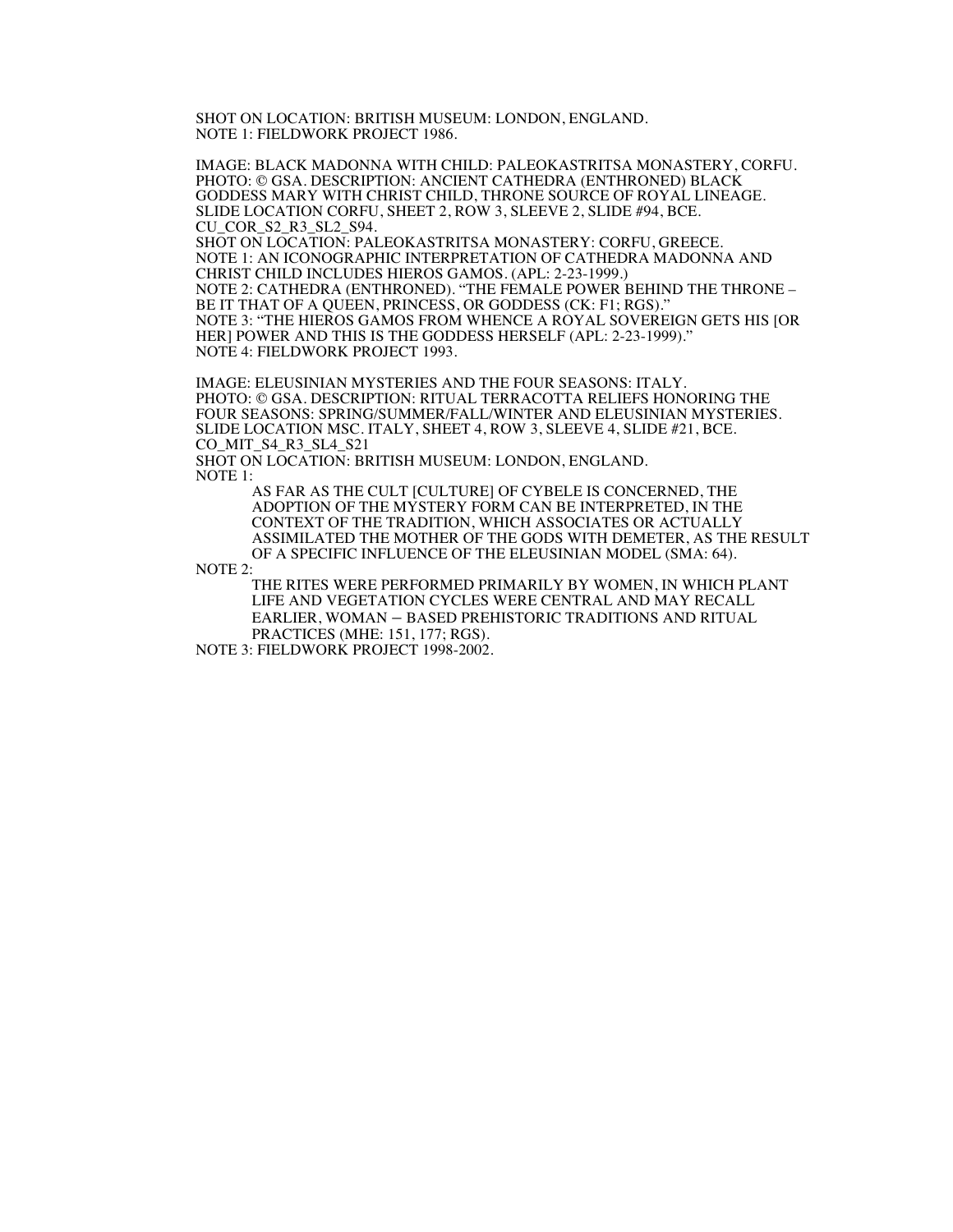SHOT ON LOCATION: BRITISH MUSEUM: LONDON, ENGLAND.
NOTE 1: FIELDWORK PROJECT 1986.

IMAGE: BLACK MADONNA WITH CHILD: PALEOKASTRITSA MONASTERY, CORFU.
PHOTO: © GSA. DESCRIPTION: ANCIENT CATHEDRA (ENTHRONED) BLACK GODDESS MARY WITH CHRIST CHILD, THRONE SOURCE OF ROYAL LINEAGE.
SLIDE LOCATION CORFU, SHEET 2, ROW 3, SLEEVE 2, SLIDE #94, BCE.
CU_COR_S2_R3_SL2_S94.
SHOT ON LOCATION: PALEOKASTRITSA MONASTERY: CORFU, GREECE.
NOTE 1: AN ICONOGRAPHIC INTERPRETATION OF CATHEDRA MADONNA AND CHRIST CHILD INCLUDES HIEROS GAMOS. (APL: 2-23-1999.)
NOTE 2: CATHEDRA (ENTHRONED). "THE FEMALE POWER BEHIND THE THRONE – BE IT THAT OF A QUEEN, PRINCESS, OR GODDESS (CK: F1; RGS)."
NOTE 3: "THE HIEROS GAMOS FROM WHENCE A ROYAL SOVEREIGN GETS HIS [OR HER] POWER AND THIS IS THE GODDESS HERSELF (APL: 2-23-1999)."
NOTE 4: FIELDWORK PROJECT 1993.

IMAGE: ELEUSINIAN MYSTERIES AND THE FOUR SEASONS: ITALY.
PHOTO: © GSA. DESCRIPTION: RITUAL TERRACOTTA RELIEFS HONORING THE FOUR SEASONS: SPRING/SUMMER/FALL/WINTER AND ELEUSINIAN MYSTERIES.
SLIDE LOCATION MSC. ITALY, SHEET 4, ROW 3, SLEEVE 4, SLIDE #21, BCE.
CO_MIT_S4_R3_SL4_S21
SHOT ON LOCATION: BRITISH MUSEUM: LONDON, ENGLAND.
NOTE 1:

> AS FAR AS THE CULT [CULTURE] OF CYBELE IS CONCERNED, THE ADOPTION OF THE MYSTERY FORM CAN BE INTERPRETED, IN THE CONTEXT OF THE TRADITION, WHICH ASSOCIATES OR ACTUALLY ASSIMILATED THE MOTHER OF THE GODS WITH DEMETER, AS THE RESULT OF A SPECIFIC INFLUENCE OF THE ELEUSINIAN MODEL (SMA: 64).

NOTE 2:

> THE RITES WERE PERFORMED PRIMARILY BY WOMEN, IN WHICH PLANT LIFE AND VEGETATION CYCLES WERE CENTRAL AND MAY RECALL EARLIER, WOMAN – BASED PREHISTORIC TRADITIONS AND RITUAL PRACTICES (MHE: 151, 177; RGS).

NOTE 3: FIELDWORK PROJECT 1998-2002.